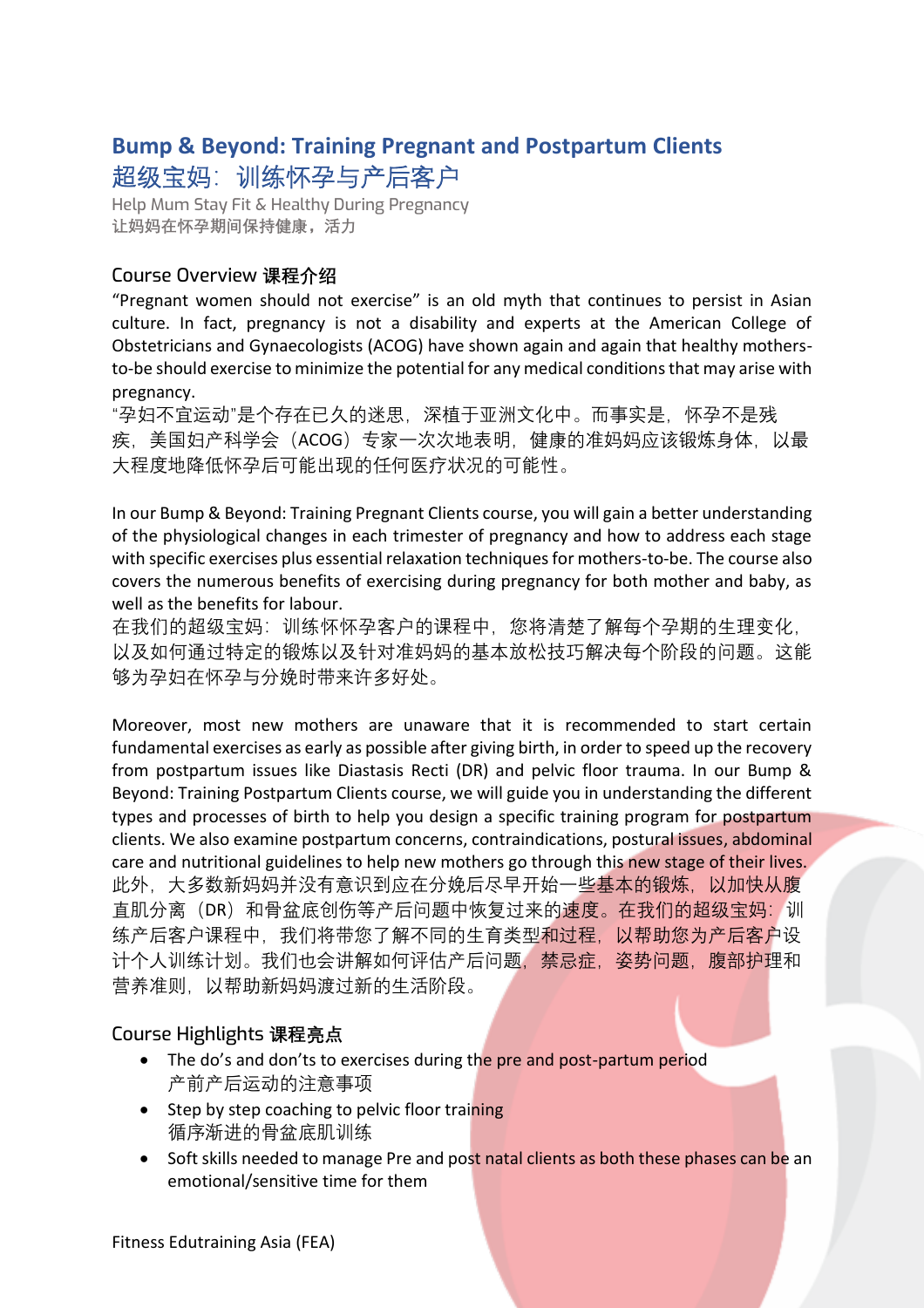# Bump & Beyond: Training Pregnant and Postpartum Clients

# 超级宝妈：训练怀孕与产后客户

Help Mum Stay Fit & Healthy During Pregnancy

**让妈妈在怀孕期间保持健康，活力**

## Course Overview 课程介绍

“Pregnant women should not exercise” is an old myth that continues to persist in Asian culture. In fact, pregnancy is not a disability and experts at the American College of Obstetricians and Gynaecologists (ACOG) have shown again and again that healthy mothers-to-be should exercise to minimize the potential for any medical conditions that may arise with pregnancy.

“孕妇不宜运动”是个存在已久的迷思，深植于亚洲文化中。而事实是，怀孕不是残疾，美国妇产科学会（ACOG）专家一次次地表明，健康的准妈妈应该锻炼身体，以最大程度地降低怀孕后可能出现的任何医疗状况的可能性。

In our Bump & Beyond: Training Pregnant Clients course, you will gain a better understanding of the physiological changes in each trimester of pregnancy and how to address each stage with specific exercises plus essential relaxation techniques for mothers-to-be. The course also covers the numerous benefits of exercising during pregnancy for both mother and baby, as well as the benefits for labour.

在我们的超级宝妈：训练怀怀孕客户的课程中，您将清楚了解每个孕期的生理变化，以及如何通过特定的锻炼以及针对准妈妈的基本放松技巧解决每个阶段的问题。这能够为孕妇在怀孕与分娩时带来许多好处。

Moreover, most new mothers are unaware that it is recommended to start certain fundamental exercises as early as possible after giving birth, in order to speed up the recovery from postpartum issues like Diastasis Recti (DR) and pelvic floor trauma. In our Bump & Beyond: Training Postpartum Clients course, we will guide you in understanding the different types and processes of birth to help you design a specific training program for postpartum clients. We also examine postpartum concerns, contraindications, postural issues, abdominal care and nutritional guidelines to help new mothers go through this new stage of their lives.

此外，大多数新妈妈并没有意识到应在分娩后尽早开始一些基本的锻炼，以加快从腹直肌分离（DR）和骨盆底创伤等产后问题中恢复过来的速度。在我们的超级宝妈：训练产后客户课程中，我们将带您了解不同的生育类型和过程，以帮助您为产后客户设计个人训练计划。我们也会讲解如何评估产后问题，禁忌症，姿势问题，腹部护理和营养准则，以帮助新妈妈渡过新的生活阶段。

## Course Highlights 课程亮点

- The do’s and don’ts to exercises during the pre and post-partum period
  产前产后运动的注意事项
- Step by step coaching to pelvic floor training
  循序渐进的骨盆底肌训练
- Soft skills needed to manage Pre and post natal clients as both these phases can be an emotional/sensitive time for them

Fitness Edutraining Asia (FEA)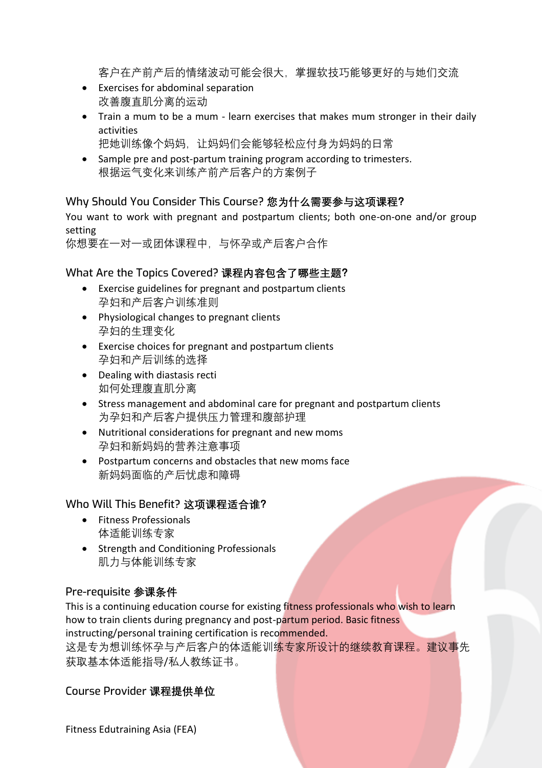客户在产前产后的情绪波动可能会很大，掌握软技巧能够更好的与她们交流

- Exercises for abdominal separation
  改善腹直肌分离的运动
- Train a mum to be a mum - learn exercises that makes mum stronger in their daily activities
  把她训练像个妈妈，让妈妈们会能够轻松应付身为妈妈的日常
- Sample pre and post-partum training program according to trimesters.
  根据运气变化来训练产前产后客户的方案例子

## Why Should You Consider This Course? 您为什么需要参与这项课程?

You want to work with pregnant and postpartum clients; both one-on-one and/or group setting
你想要在一对一或团体课程中，与怀孕或产后客户合作

## What Are the Topics Covered? 课程内容包含了哪些主题?

- Exercise guidelines for pregnant and postpartum clients
  孕妇和产后客户训练准则
- Physiological changes to pregnant clients
  孕妇的生理变化
- Exercise choices for pregnant and postpartum clients
  孕妇和产后训练的选择
- Dealing with diastasis recti
  如何处理腹直肌分离
- Stress management and abdominal care for pregnant and postpartum clients
  为孕妇和产后客户提供压力管理和腹部护理
- Nutritional considerations for pregnant and new moms
  孕妇和新妈妈的营养注意事项
- Postpartum concerns and obstacles that new moms face
  新妈妈面临的产后忧虑和障碍

## Who Will This Benefit? 这项课程适合谁?

- Fitness Professionals
  体适能训练专家
- Strength and Conditioning Professionals
  肌力与体能训练专家

## Pre-requisite 参课条件

This is a continuing education course for existing fitness professionals who wish to learn how to train clients during pregnancy and post-partum period. Basic fitness instructing/personal training certification is recommended.
这是专为想训练怀孕与产后客户的体适能训练专家所设计的继续教育课程。建议事先获取基本体适能指导/私人教练证书。

## Course Provider 课程提供单位

Fitness Edutraining Asia (FEA)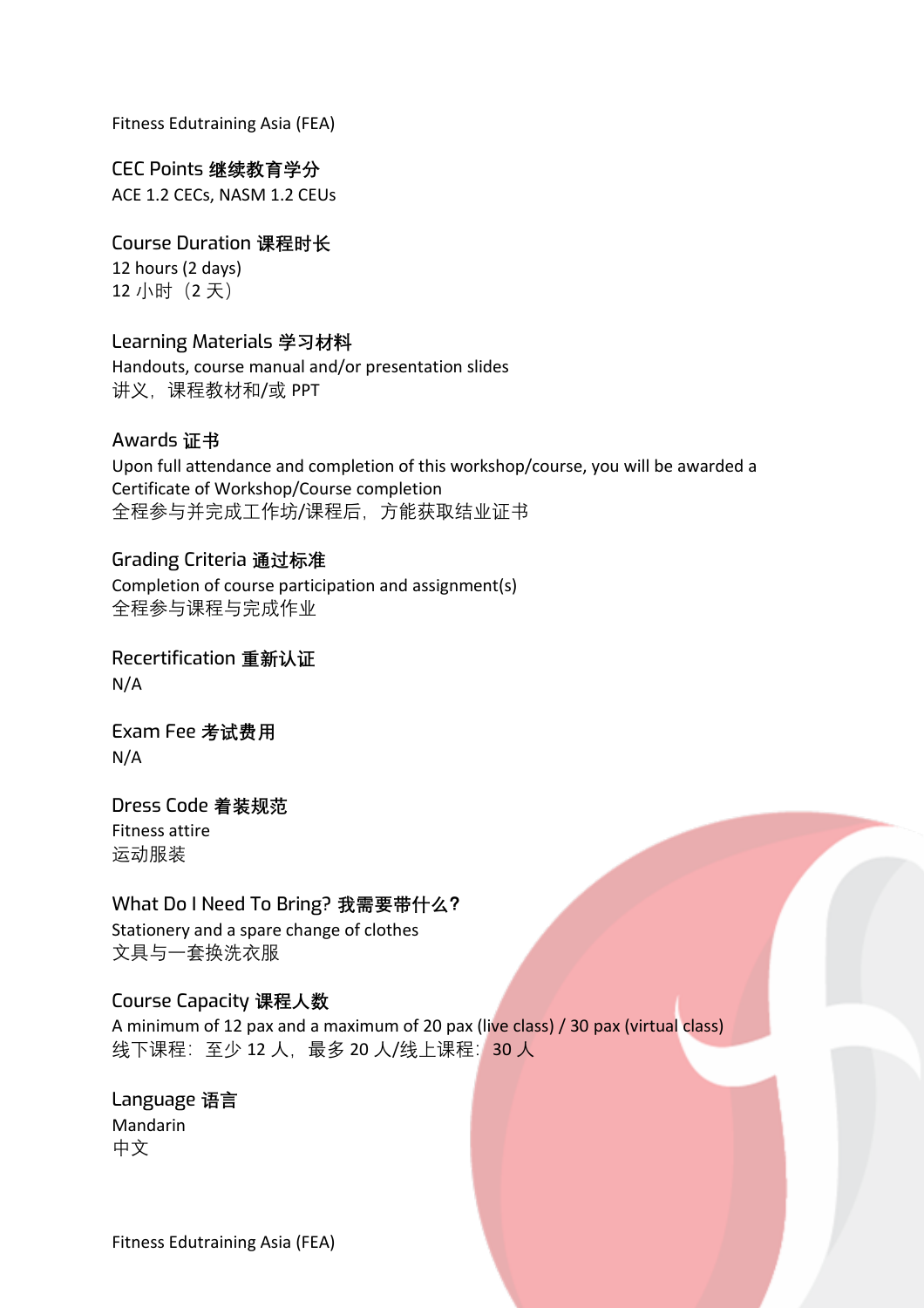## CEC Points 继续教育学分

ACE 1.2 CECs, NASM 1.2 CEUs

## Course Duration 课程时长

12 hours (2 days)
12 小时（2 天）

## Learning Materials 学习材料

Handouts, course manual and/or presentation slides
讲义，课程教材和/或 PPT

## Awards 证书

Upon full attendance and completion of this workshop/course, you will be awarded a Certificate of Workshop/Course completion
全程参与并完成工作坊/课程后，方能获取结业证书

## Grading Criteria 通过标准

Completion of course participation and assignment(s)
全程参与课程与完成作业

## Recertification 重新认证

N/A

## Exam Fee 考试费用

N/A

## Dress Code 着装规范

Fitness attire
运动服装

## What Do I Need To Bring? 我需要带什么?

Stationery and a spare change of clothes
文具与一套换洗衣服

## Course Capacity 课程人数

A minimum of 12 pax and a maximum of 20 pax (live class) / 30 pax (virtual class)
线下课程：至少 12 人，最多 20 人/线上课程：30 人

## Language 语言

Mandarin
中文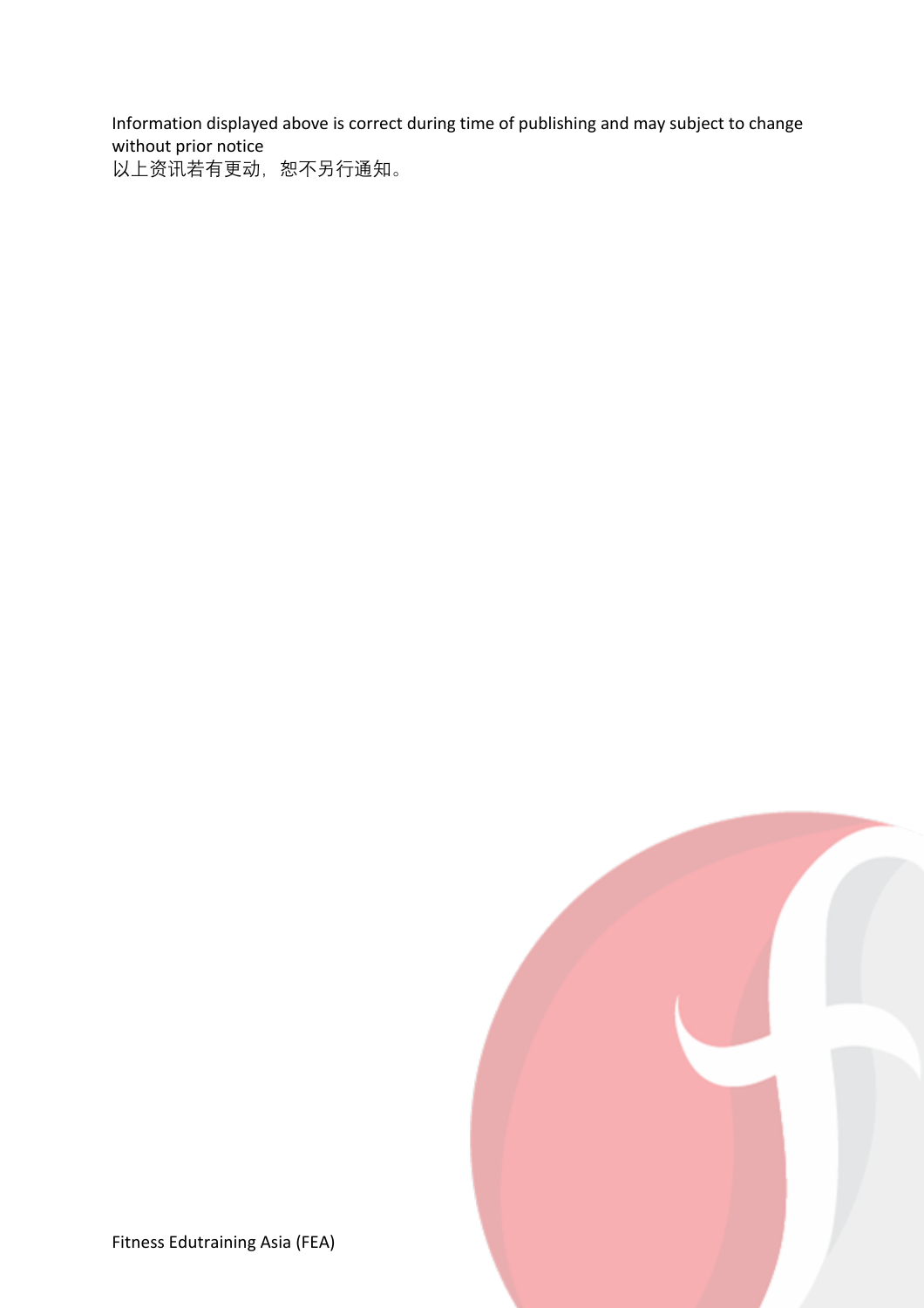Information displayed above is correct during time of publishing and may subject to change without prior notice
以上资讯若有更动，恕不另行通知。

Fitness Edutraining Asia (FEA)